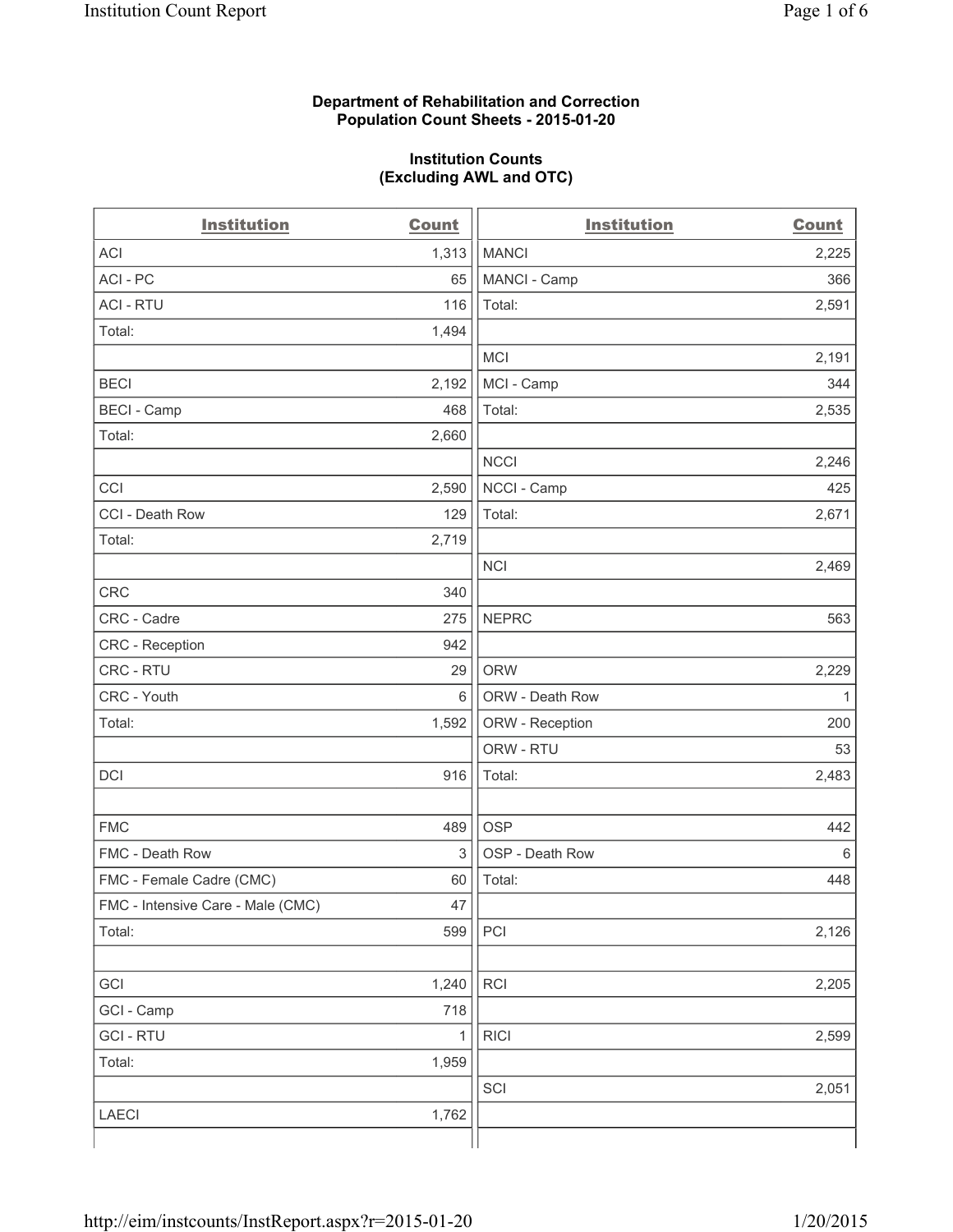**Department of Rehabilitation and Correction**
**Population Count Sheets - 2015-01-20**

**Institution Counts**
**(Excluding AWL and OTC)**

| Institution | Count | Institution | Count |
|---|---|---|---|
| ACI | 1,313 | MANCI | 2,225 |
| ACI - PC | 65 | MANCI - Camp | 366 |
| ACI - RTU | 116 | Total: | 2,591 |
| Total: | 1,494 | | |
| | | MCI | 2,191 |
| BECI | 2,192 | MCI - Camp | 344 |
| BECI - Camp | 468 | Total: | 2,535 |
| Total: | 2,660 | | |
| | | NCCI | 2,246 |
| CCI | 2,590 | NCCI - Camp | 425 |
| CCI - Death Row | 129 | Total: | 2,671 |
| Total: | 2,719 | | |
| | | NCI | 2,469 |
| CRC | 340 | | |
| CRC - Cadre | 275 | NEPRC | 563 |
| CRC - Reception | 942 | | |
| CRC - RTU | 29 | ORW | 2,229 |
| CRC - Youth | 6 | ORW - Death Row | 1 |
| Total: | 1,592 | ORW - Reception | 200 |
| | | ORW - RTU | 53 |
| DCI | 916 | Total: | 2,483 |
| | | | |
| FMC | 489 | OSP | 442 |
| FMC - Death Row | 3 | OSP - Death Row | 6 |
| FMC - Female Cadre (CMC) | 60 | Total: | 448 |
| FMC - Intensive Care - Male (CMC) | 47 | | |
| Total: | 599 | PCI | 2,126 |
| | | | |
| GCI | 1,240 | RCI | 2,205 |
| GCI - Camp | 718 | | |
| GCI - RTU | 1 | RICI | 2,599 |
| Total: | 1,959 | | |
| | | SCI | 2,051 |
| LAECI | 1,762 | | |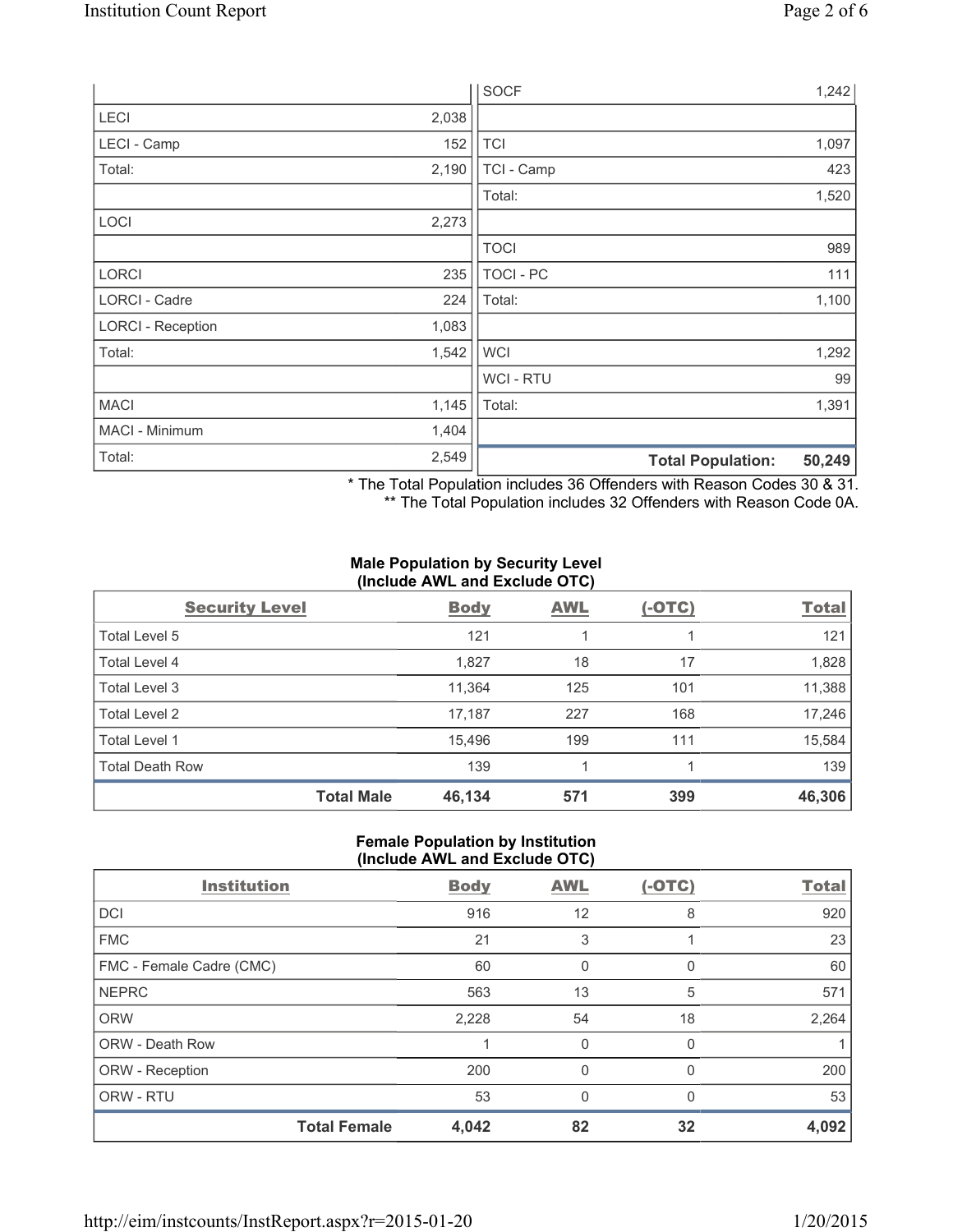| | | | |
|---|---|---|---|
| | | SOCF | 1,242 |
| LECI | 2,038 | | |
| LECI - Camp | 152 | TCI | 1,097 |
| Total: | 2,190 | TCI - Camp | 423 |
| | | Total: | 1,520 |
| LOCI | 2,273 | | |
| | | TOCI | 989 |
| LORCI | 235 | TOCI - PC | 111 |
| LORCI - Cadre | 224 | Total: | 1,100 |
| LORCI - Reception | 1,083 | | |
| Total: | 1,542 | WCI | 1,292 |
| | | WCI - RTU | 99 |
| MACI | 1,145 | Total: | 1,391 |
| MACI - Minimum | 1,404 | | |
| Total: | 2,549 | **Total Population:** | **50,249** |

\* The Total Population includes 36 Offenders with Reason Codes 30 & 31.
\*\* The Total Population includes 32 Offenders with Reason Code 0A.

**Male Population by Security Level (Include AWL and Exclude OTC)**

| Security Level | Body | AWL | (-OTC) | Total |
|---|---|---|---|---|
| Total Level 5 | 121 | 1 | 1 | 121 |
| Total Level 4 | 1,827 | 18 | 17 | 1,828 |
| Total Level 3 | 11,364 | 125 | 101 | 11,388 |
| Total Level 2 | 17,187 | 227 | 168 | 17,246 |
| Total Level 1 | 15,496 | 199 | 111 | 15,584 |
| Total Death Row | 139 | 1 | 1 | 139 |
| **Total Male** | **46,134** | **571** | **399** | **46,306** |

**Female Population by Institution (Include AWL and Exclude OTC)**

| Institution | Body | AWL | (-OTC) | Total |
|---|---|---|---|---|
| DCI | 916 | 12 | 8 | 920 |
| FMC | 21 | 3 | 1 | 23 |
| FMC - Female Cadre (CMC) | 60 | 0 | 0 | 60 |
| NEPRC | 563 | 13 | 5 | 571 |
| ORW | 2,228 | 54 | 18 | 2,264 |
| ORW - Death Row | 1 | 0 | 0 | 1 |
| ORW - Reception | 200 | 0 | 0 | 200 |
| ORW - RTU | 53 | 0 | 0 | 53 |
| **Total Female** | **4,042** | **82** | **32** | **4,092** |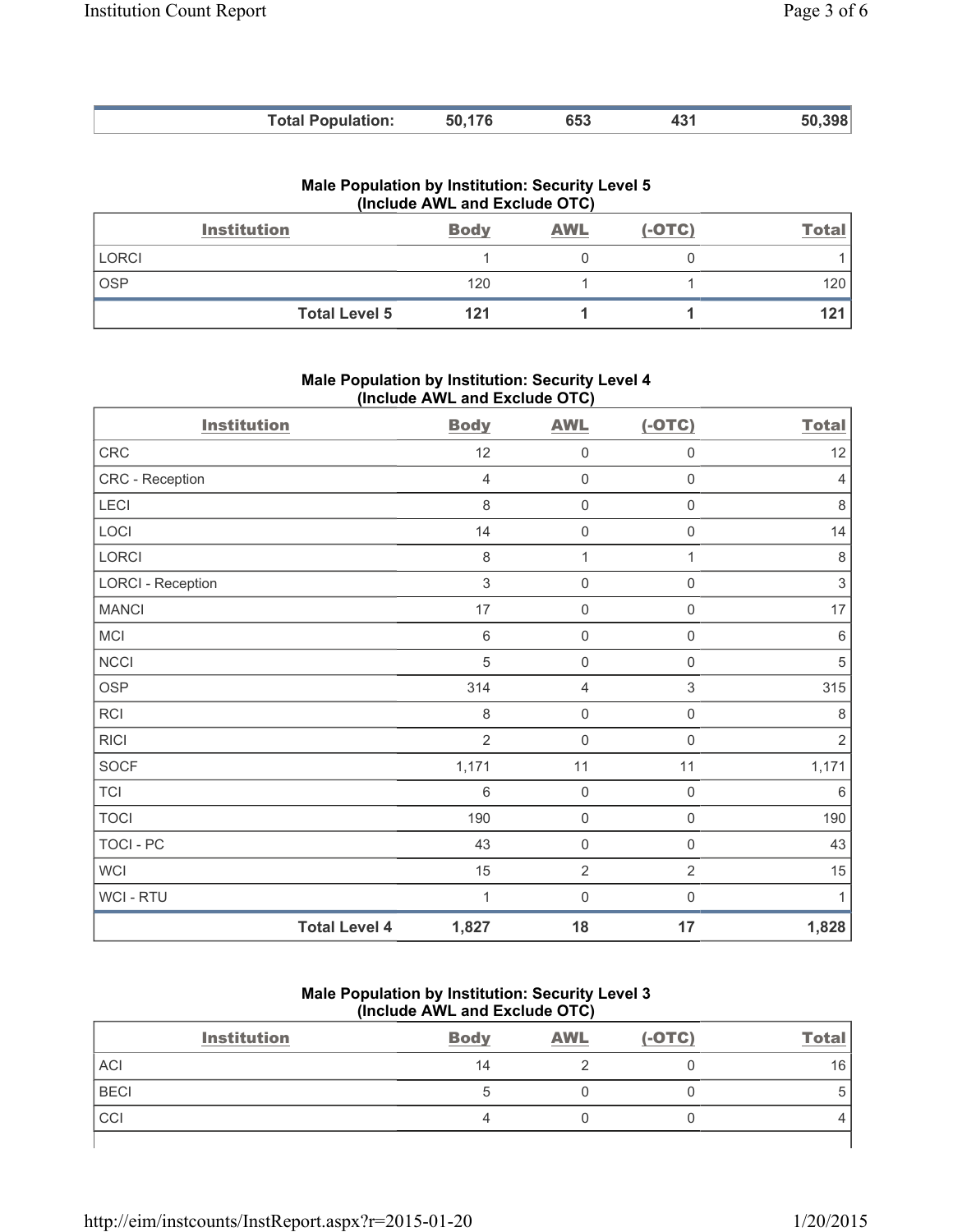| Total Population: | 50,176 | 653 | 431 | 50,398 |
|---|---|---|---|---|

## Male Population by Institution: Security Level 5 (Include AWL and Exclude OTC)

| Institution | Body | AWL | (-OTC) | Total |
|---|---|---|---|---|
| LORCI | 1 | 0 | 0 | 1 |
| OSP | 120 | 1 | 1 | 120 |
| Total Level 5 | 121 | 1 | 1 | 121 |

## Male Population by Institution: Security Level 4 (Include AWL and Exclude OTC)

| Institution | Body | AWL | (-OTC) | Total |
|---|---|---|---|---|
| CRC | 12 | 0 | 0 | 12 |
| CRC - Reception | 4 | 0 | 0 | 4 |
| LECI | 8 | 0 | 0 | 8 |
| LOCI | 14 | 0 | 0 | 14 |
| LORCI | 8 | 1 | 1 | 8 |
| LORCI - Reception | 3 | 0 | 0 | 3 |
| MANCI | 17 | 0 | 0 | 17 |
| MCI | 6 | 0 | 0 | 6 |
| NCCI | 5 | 0 | 0 | 5 |
| OSP | 314 | 4 | 3 | 315 |
| RCI | 8 | 0 | 0 | 8 |
| RICI | 2 | 0 | 0 | 2 |
| SOCF | 1,171 | 11 | 11 | 1,171 |
| TCI | 6 | 0 | 0 | 6 |
| TOCI | 190 | 0 | 0 | 190 |
| TOCI - PC | 43 | 0 | 0 | 43 |
| WCI | 15 | 2 | 2 | 15 |
| WCI - RTU | 1 | 0 | 0 | 1 |
| Total Level 4 | 1,827 | 18 | 17 | 1,828 |

## Male Population by Institution: Security Level 3 (Include AWL and Exclude OTC)

| Institution | Body | AWL | (-OTC) | Total |
|---|---|---|---|---|
| ACI | 14 | 2 | 0 | 16 |
| BECI | 5 | 0 | 0 | 5 |
| CCI | 4 | 0 | 0 | 4 |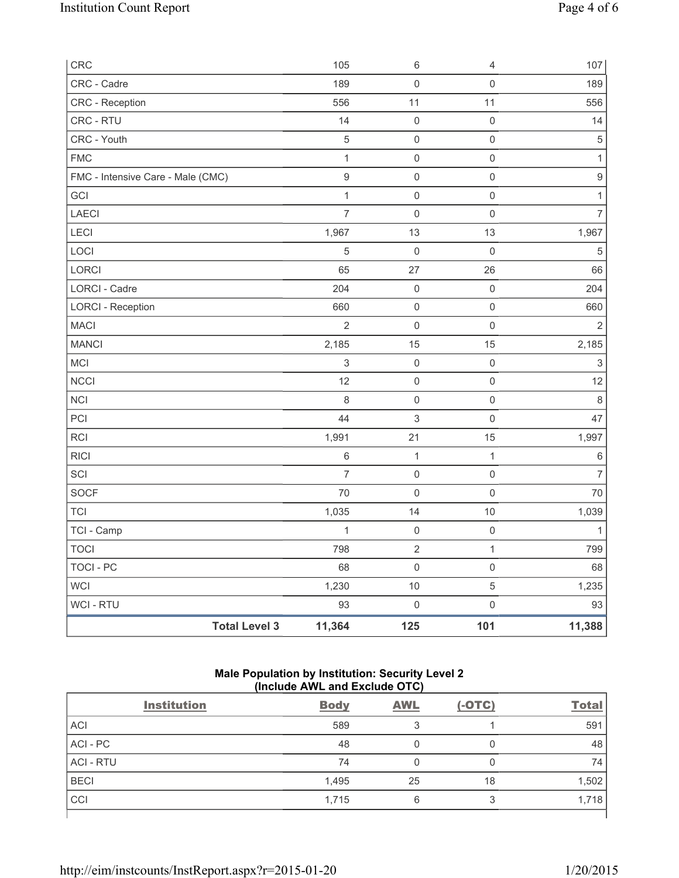| | | | |
|---|---|---|---|
| CRC | 105 | 6 | 4 | 107 |
| CRC - Cadre | 189 | 0 | 0 | 189 |
| CRC - Reception | 556 | 11 | 11 | 556 |
| CRC - RTU | 14 | 0 | 0 | 14 |
| CRC - Youth | 5 | 0 | 0 | 5 |
| FMC | 1 | 0 | 0 | 1 |
| FMC - Intensive Care - Male (CMC) | 9 | 0 | 0 | 9 |
| GCI | 1 | 0 | 0 | 1 |
| LAECI | 7 | 0 | 0 | 7 |
| LECI | 1,967 | 13 | 13 | 1,967 |
| LOCI | 5 | 0 | 0 | 5 |
| LORCI | 65 | 27 | 26 | 66 |
| LORCI - Cadre | 204 | 0 | 0 | 204 |
| LORCI - Reception | 660 | 0 | 0 | 660 |
| MACI | 2 | 0 | 0 | 2 |
| MANCI | 2,185 | 15 | 15 | 2,185 |
| MCI | 3 | 0 | 0 | 3 |
| NCCI | 12 | 0 | 0 | 12 |
| NCI | 8 | 0 | 0 | 8 |
| PCI | 44 | 3 | 0 | 47 |
| RCI | 1,991 | 21 | 15 | 1,997 |
| RICI | 6 | 1 | 1 | 6 |
| SCI | 7 | 0 | 0 | 7 |
| SOCF | 70 | 0 | 0 | 70 |
| TCI | 1,035 | 14 | 10 | 1,039 |
| TCI - Camp | 1 | 0 | 0 | 1 |
| TOCI | 798 | 2 | 1 | 799 |
| TOCI - PC | 68 | 0 | 0 | 68 |
| WCI | 1,230 | 10 | 5 | 1,235 |
| WCI - RTU | 93 | 0 | 0 | 93 |
| **Total Level 3** | **11,364** | **125** | **101** | **11,388** |

**Male Population by Institution: Security Level 2**
**(Include AWL and Exclude OTC)**

| Institution | Body | AWL | (-OTC) | Total |
|---|---|---|---|---|
| ACI | 589 | 3 | 1 | 591 |
| ACI - PC | 48 | 0 | 0 | 48 |
| ACI - RTU | 74 | 0 | 0 | 74 |
| BECI | 1,495 | 25 | 18 | 1,502 |
| CCI | 1,715 | 6 | 3 | 1,718 |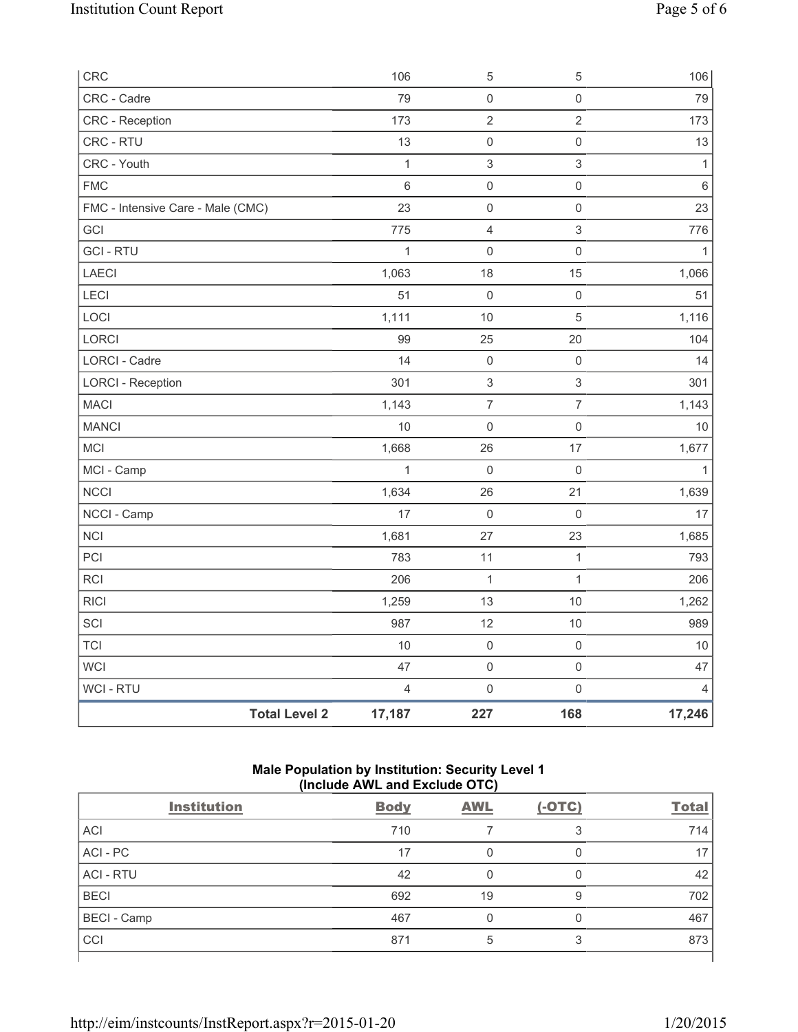| | | | | |
|---|---|---|---|---|
| CRC | 106 | 5 | 5 | 106 |
| CRC - Cadre | 79 | 0 | 0 | 79 |
| CRC - Reception | 173 | 2 | 2 | 173 |
| CRC - RTU | 13 | 0 | 0 | 13 |
| CRC - Youth | 1 | 3 | 3 | 1 |
| FMC | 6 | 0 | 0 | 6 |
| FMC - Intensive Care - Male (CMC) | 23 | 0 | 0 | 23 |
| GCI | 775 | 4 | 3 | 776 |
| GCI - RTU | 1 | 0 | 0 | 1 |
| LAECI | 1,063 | 18 | 15 | 1,066 |
| LECI | 51 | 0 | 0 | 51 |
| LOCI | 1,111 | 10 | 5 | 1,116 |
| LORCI | 99 | 25 | 20 | 104 |
| LORCI - Cadre | 14 | 0 | 0 | 14 |
| LORCI - Reception | 301 | 3 | 3 | 301 |
| MACI | 1,143 | 7 | 7 | 1,143 |
| MANCI | 10 | 0 | 0 | 10 |
| MCI | 1,668 | 26 | 17 | 1,677 |
| MCI - Camp | 1 | 0 | 0 | 1 |
| NCCI | 1,634 | 26 | 21 | 1,639 |
| NCCI - Camp | 17 | 0 | 0 | 17 |
| NCI | 1,681 | 27 | 23 | 1,685 |
| PCI | 783 | 11 | 1 | 793 |
| RCI | 206 | 1 | 1 | 206 |
| RICI | 1,259 | 13 | 10 | 1,262 |
| SCI | 987 | 12 | 10 | 989 |
| TCI | 10 | 0 | 0 | 10 |
| WCI | 47 | 0 | 0 | 47 |
| WCI - RTU | 4 | 0 | 0 | 4 |
| **Total Level 2** | **17,187** | **227** | **168** | **17,246** |

## Male Population by Institution: Security Level 1 (Include AWL and Exclude OTC)

| Institution | Body | AWL | (-OTC) | Total |
|---|---|---|---|---|
| ACI | 710 | 7 | 3 | 714 |
| ACI - PC | 17 | 0 | 0 | 17 |
| ACI - RTU | 42 | 0 | 0 | 42 |
| BECI | 692 | 19 | 9 | 702 |
| BECI - Camp | 467 | 0 | 0 | 467 |
| CCI | 871 | 5 | 3 | 873 |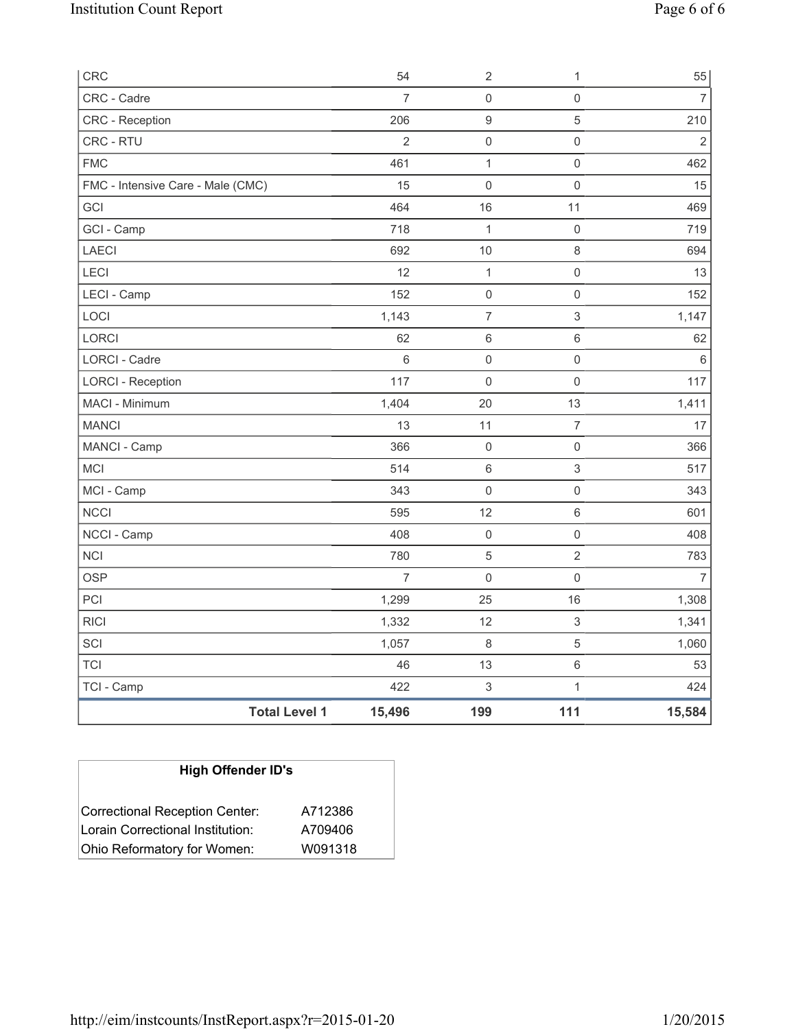| | | | | |
|---|---|---|---|---|
| CRC | 54 | 2 | 1 | 55 |
| CRC - Cadre | 7 | 0 | 0 | 7 |
| CRC - Reception | 206 | 9 | 5 | 210 |
| CRC - RTU | 2 | 0 | 0 | 2 |
| FMC | 461 | 1 | 0 | 462 |
| FMC - Intensive Care - Male (CMC) | 15 | 0 | 0 | 15 |
| GCI | 464 | 16 | 11 | 469 |
| GCI - Camp | 718 | 1 | 0 | 719 |
| LAECI | 692 | 10 | 8 | 694 |
| LECI | 12 | 1 | 0 | 13 |
| LECI - Camp | 152 | 0 | 0 | 152 |
| LOCI | 1,143 | 7 | 3 | 1,147 |
| LORCI | 62 | 6 | 6 | 62 |
| LORCI - Cadre | 6 | 0 | 0 | 6 |
| LORCI - Reception | 117 | 0 | 0 | 117 |
| MACI - Minimum | 1,404 | 20 | 13 | 1,411 |
| MANCI | 13 | 11 | 7 | 17 |
| MANCI - Camp | 366 | 0 | 0 | 366 |
| MCI | 514 | 6 | 3 | 517 |
| MCI - Camp | 343 | 0 | 0 | 343 |
| NCCI | 595 | 12 | 6 | 601 |
| NCCI - Camp | 408 | 0 | 0 | 408 |
| NCI | 780 | 5 | 2 | 783 |
| OSP | 7 | 0 | 0 | 7 |
| PCI | 1,299 | 25 | 16 | 1,308 |
| RICI | 1,332 | 12 | 3 | 1,341 |
| SCI | 1,057 | 8 | 5 | 1,060 |
| TCI | 46 | 13 | 6 | 53 |
| TCI - Camp | 422 | 3 | 1 | 424 |
| **Total Level 1** | **15,496** | **199** | **111** | **15,584** |

| **High Offender ID's** | |
|---|---|
| Correctional Reception Center: | A712386 |
| Lorain Correctional Institution: | A709406 |
| Ohio Reformatory for Women: | W091318 |